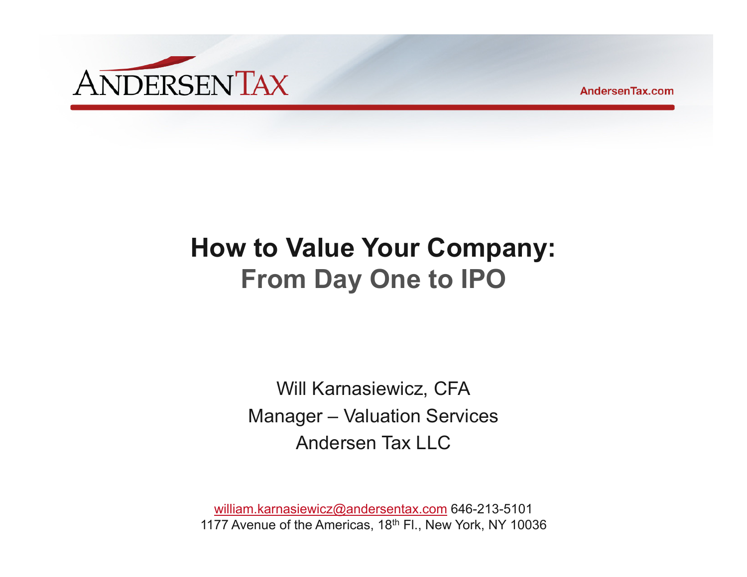ANDERSEN TAX

AndersenTax.com

# How to Value Your Company:
## From Day One to IPO

Will Karnasiewicz, CFA

Manager – Valuation Services

Andersen Tax LLC

william.karnasiewicz@andersentax.com 646-213-5101

1177 Avenue of the Americas, 18th Fl., New York, NY 10036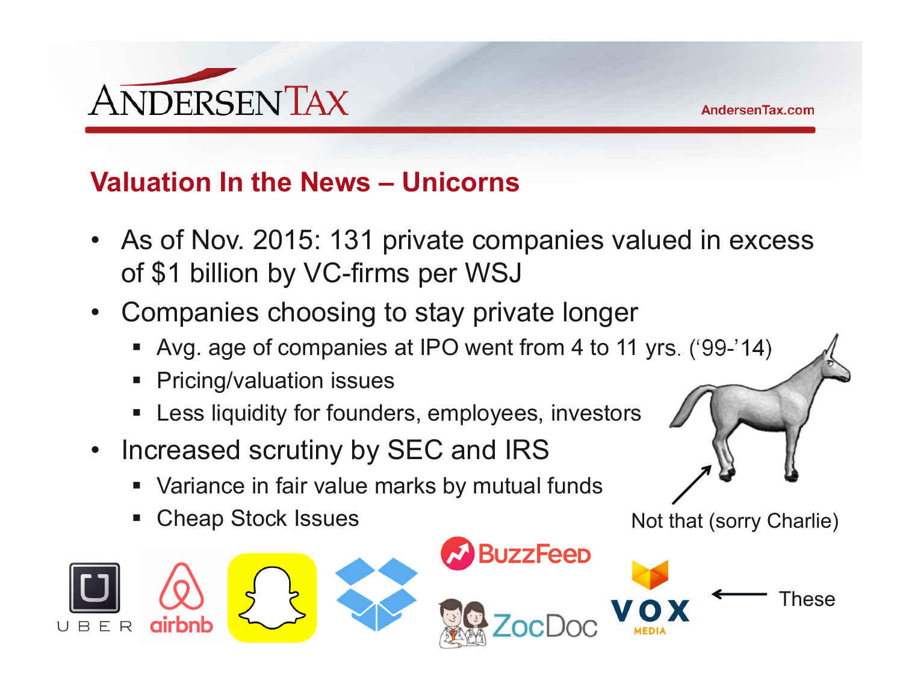## Valuation In the News – Unicorns

- As of Nov. 2015: 131 private companies valued in excess of $1 billion by VC-firms per WSJ
- Companies choosing to stay private longer
  - Avg. age of companies at IPO went from 4 to 11 yrs. ('99-'14)
  - Pricing/valuation issues
  - Less liquidity for founders, employees, investors
- Increased scrutiny by SEC and IRS
  - Variance in fair value marks by mutual funds
  - Cheap Stock Issues

Not that (sorry Charlie)

UBER airbnb BuzzFeed ZocDoc VOX MEDIA ← These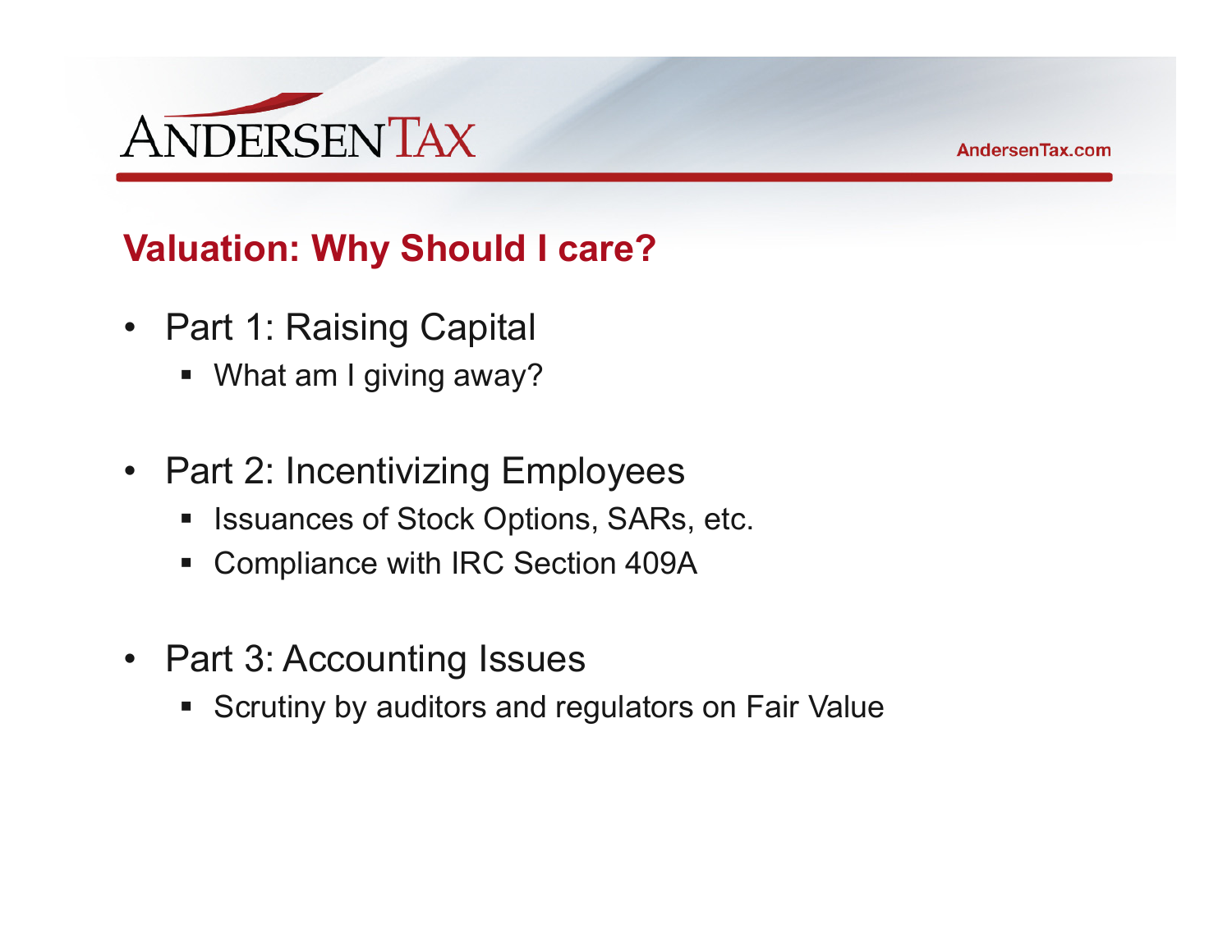## Valuation: Why Should I care?

- Part 1: Raising Capital
  - What am I giving away?

- Part 2: Incentivizing Employees
  - Issuances of Stock Options, SARs, etc.
  - Compliance with IRC Section 409A

- Part 3: Accounting Issues
  - Scrutiny by auditors and regulators on Fair Value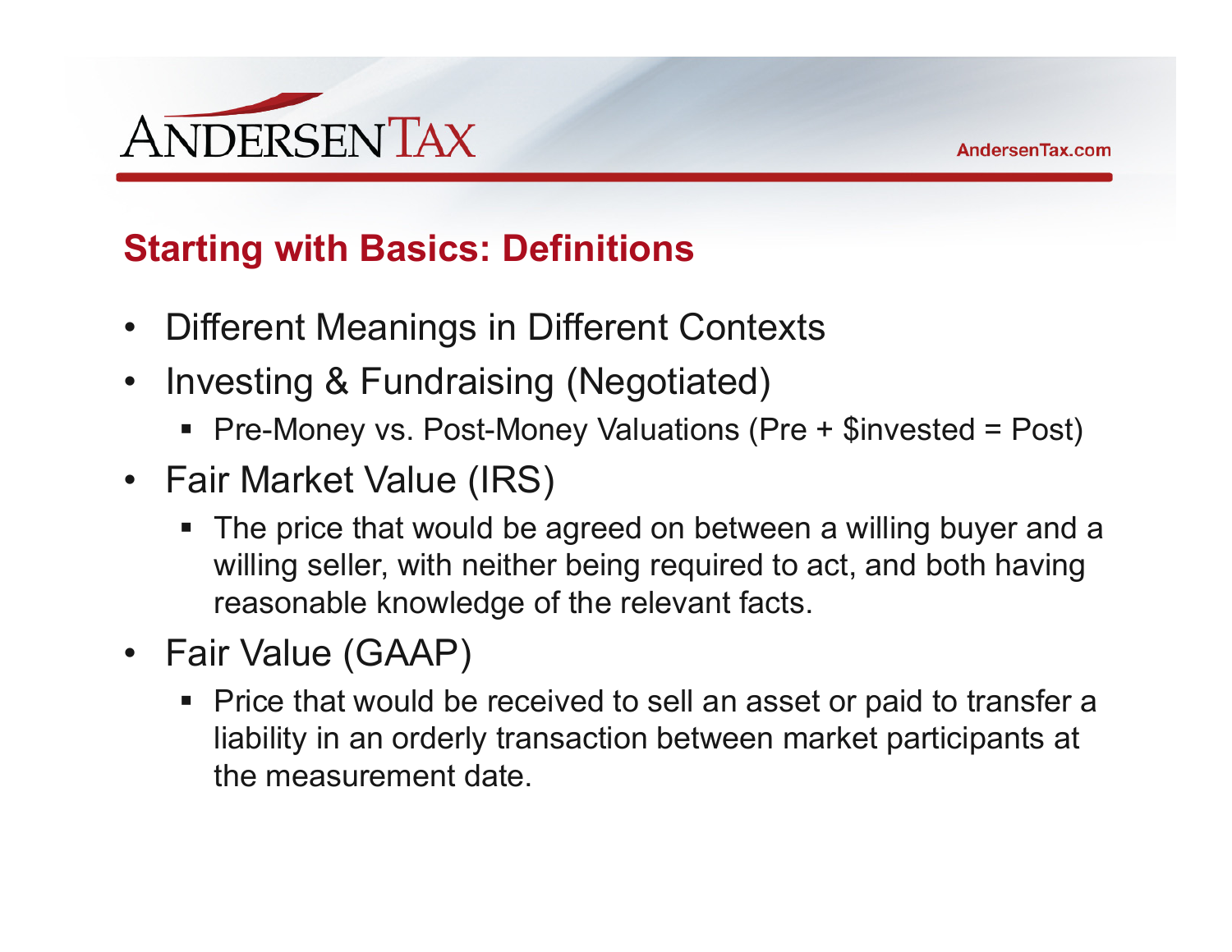## Starting with Basics: Definitions

- Different Meanings in Different Contexts
- Investing & Fundraising (Negotiated)
  - Pre-Money vs. Post-Money Valuations (Pre + $invested = Post)
- Fair Market Value (IRS)
  - The price that would be agreed on between a willing buyer and a willing seller, with neither being required to act, and both having reasonable knowledge of the relevant facts.
- Fair Value (GAAP)
  - Price that would be received to sell an asset or paid to transfer a liability in an orderly transaction between market participants at the measurement date.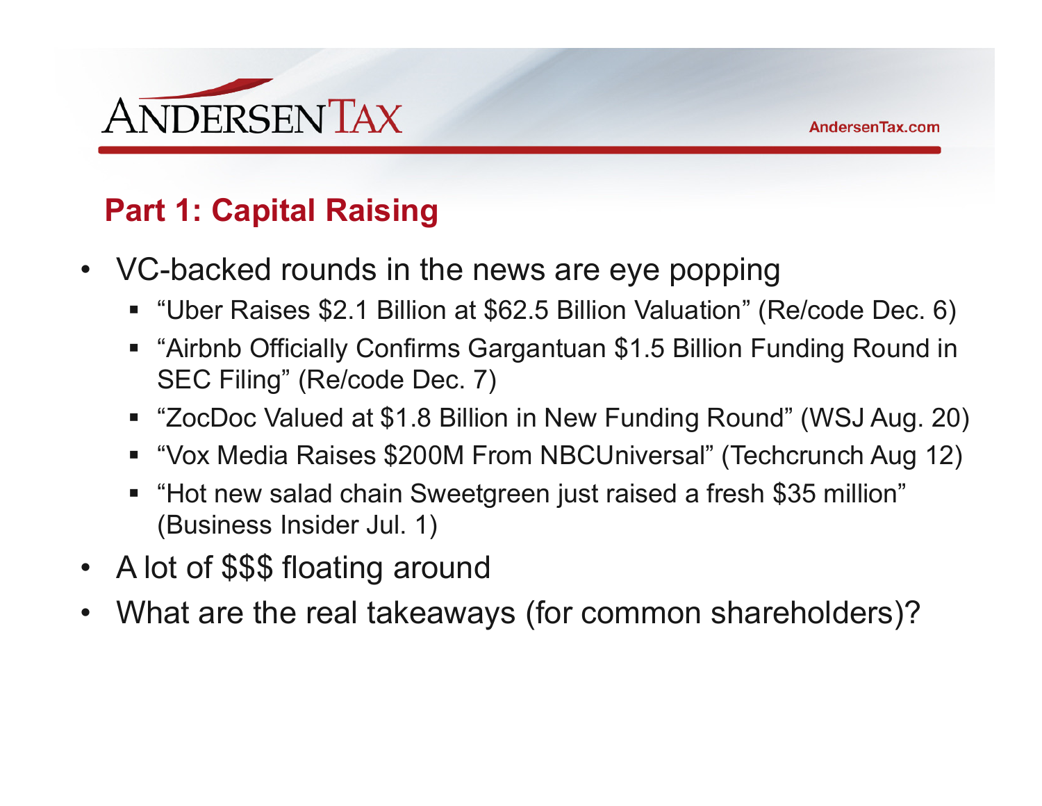## Part 1: Capital Raising

- VC-backed rounds in the news are eye popping
  - "Uber Raises $2.1 Billion at $62.5 Billion Valuation" (Re/code Dec. 6)
  - "Airbnb Officially Confirms Gargantuan $1.5 Billion Funding Round in SEC Filing" (Re/code Dec. 7)
  - "ZocDoc Valued at $1.8 Billion in New Funding Round" (WSJ Aug. 20)
  - "Vox Media Raises $200M From NBCUniversal" (Techcrunch Aug 12)
  - "Hot new salad chain Sweetgreen just raised a fresh $35 million" (Business Insider Jul. 1)
- A lot of $$$ floating around
- What are the real takeaways (for common shareholders)?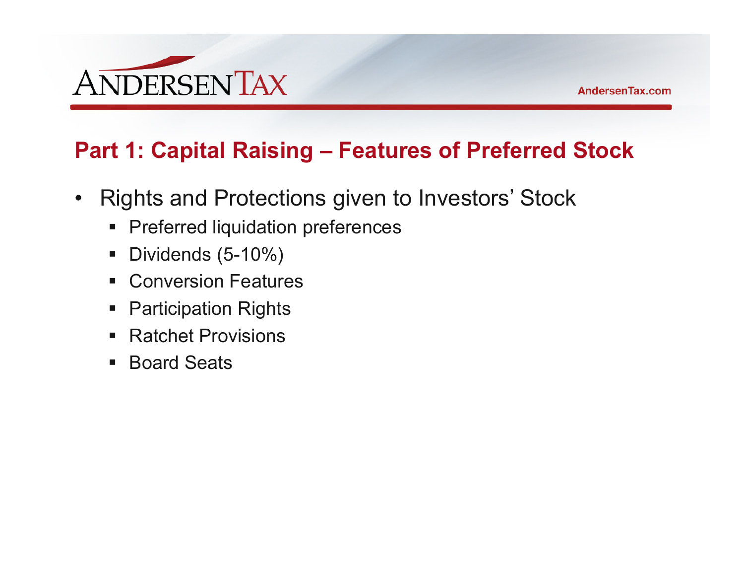## Part 1: Capital Raising – Features of Preferred Stock

- Rights and Protections given to Investors' Stock
  - Preferred liquidation preferences
  - Dividends (5-10%)
  - Conversion Features
  - Participation Rights
  - Ratchet Provisions
  - Board Seats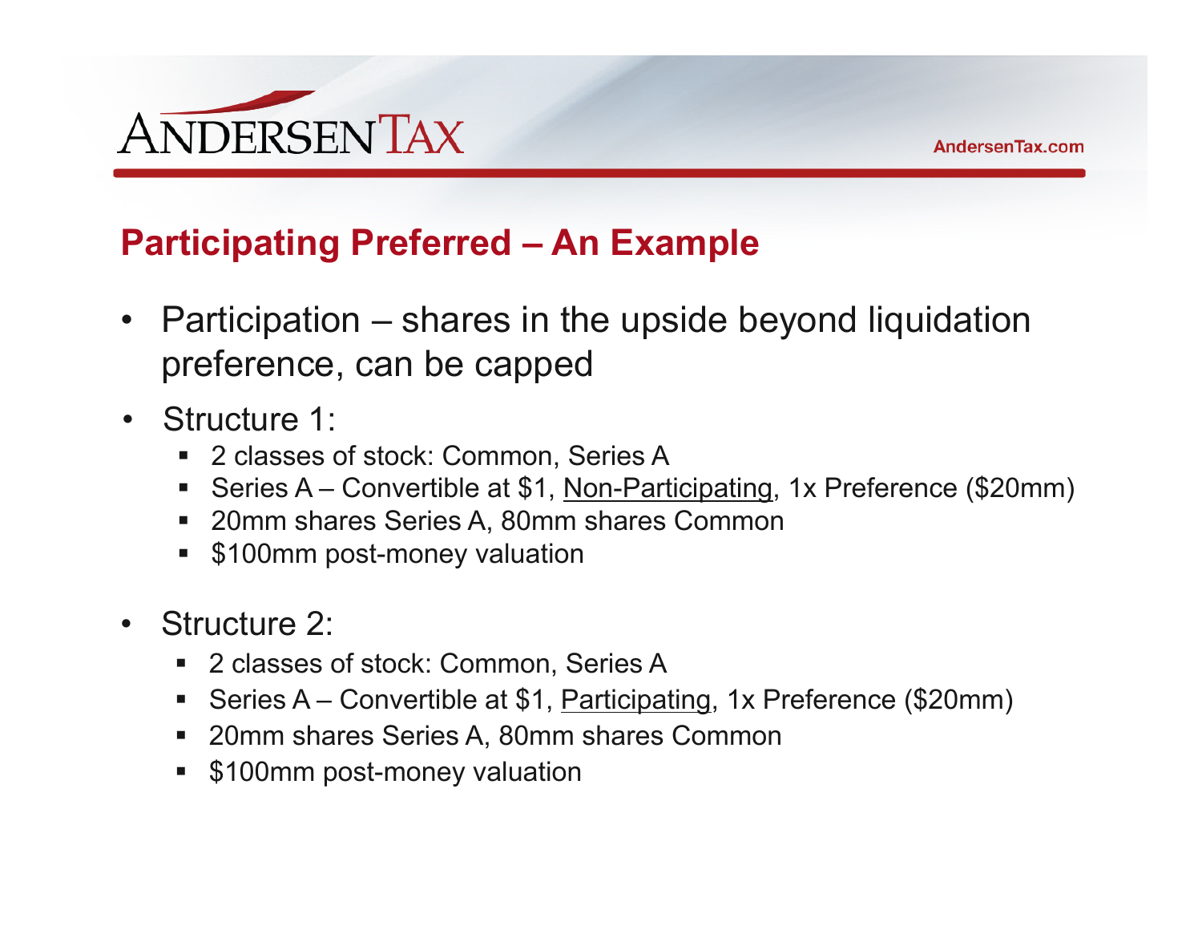## Participating Preferred – An Example

- Participation – shares in the upside beyond liquidation preference, can be capped
- Structure 1:
  - 2 classes of stock: Common, Series A
  - Series A – Convertible at $1, <u>Non-Participating</u>, 1x Preference ($20mm)
  - 20mm shares Series A, 80mm shares Common
  - $100mm post-money valuation
- Structure 2:
  - 2 classes of stock: Common, Series A
  - Series A – Convertible at $1, <u>Participating</u>, 1x Preference ($20mm)
  - 20mm shares Series A, 80mm shares Common
  - $100mm post-money valuation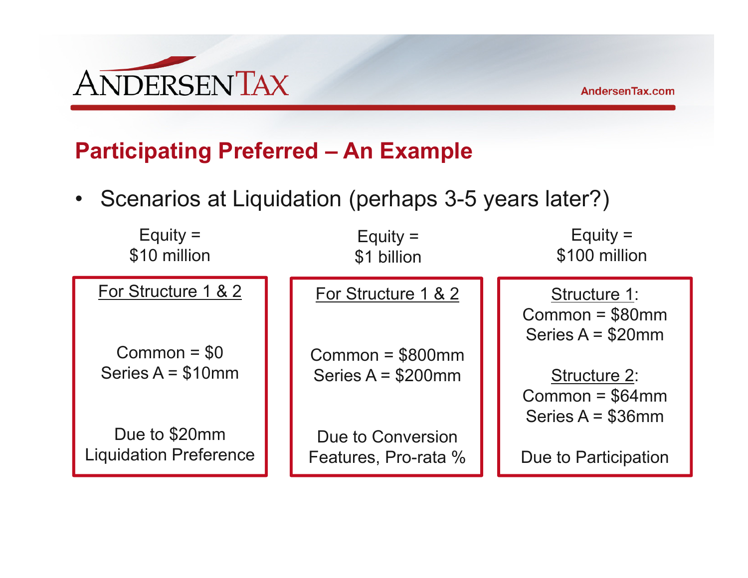## Participating Preferred – An Example

- Scenarios at Liquidation (perhaps 3-5 years later?)

| Equity = $10 million | Equity = $1 billion | Equity = $100 million |
|---|---|---|
| For Structure 1 & 2<br><br>Common = $0<br>Series A = $10mm<br><br>Due to $20mm Liquidation Preference | For Structure 1 & 2<br><br>Common = $800mm<br>Series A = $200mm<br><br>Due to Conversion Features, Pro-rata % | Structure 1:<br>Common = $80mm<br>Series A = $20mm<br><br>Structure 2:<br>Common = $64mm<br>Series A = $36mm<br><br>Due to Participation |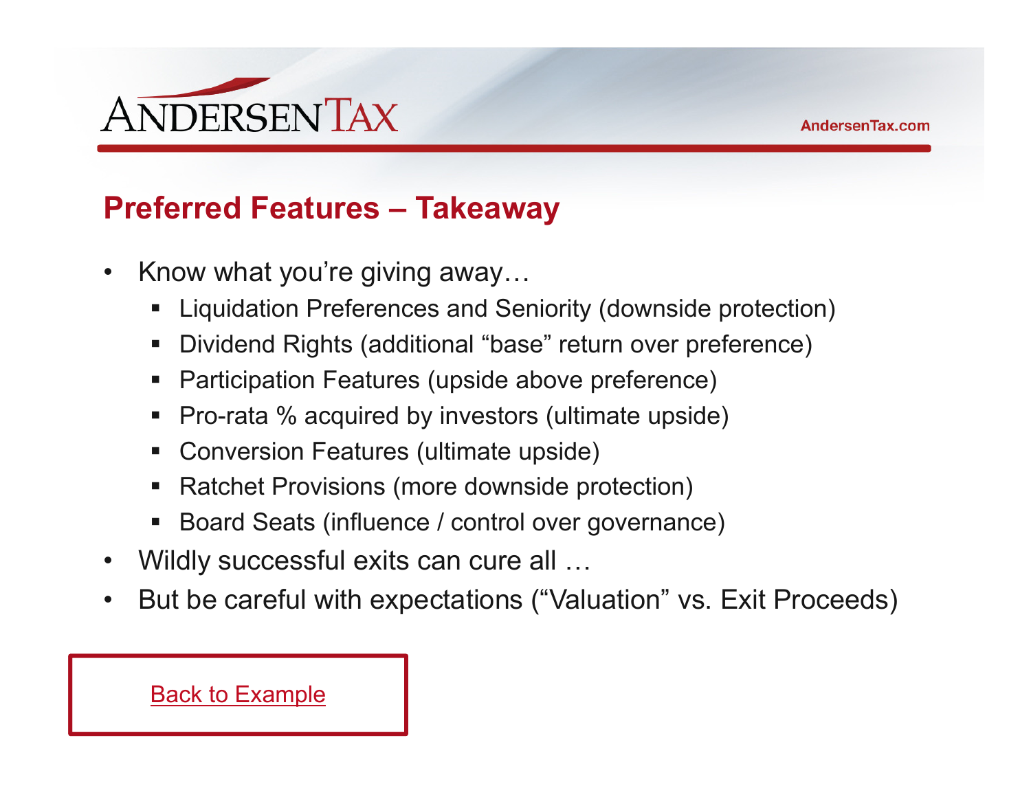## Preferred Features – Takeaway

- Know what you're giving away…
  - Liquidation Preferences and Seniority (downside protection)
  - Dividend Rights (additional "base" return over preference)
  - Participation Features (upside above preference)
  - Pro-rata % acquired by investors (ultimate upside)
  - Conversion Features (ultimate upside)
  - Ratchet Provisions (more downside protection)
  - Board Seats (influence / control over governance)
- Wildly successful exits can cure all …
- But be careful with expectations ("Valuation" vs. Exit Proceeds)

Back to Example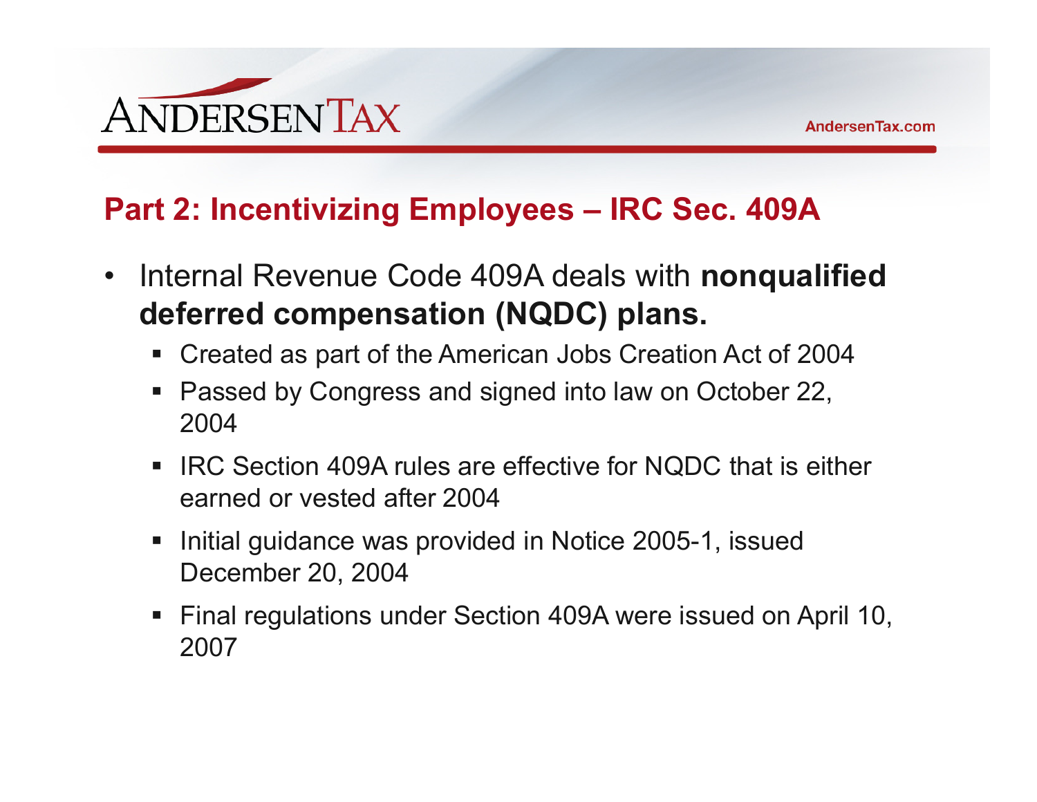## Part 2: Incentivizing Employees – IRC Sec. 409A

- Internal Revenue Code 409A deals with **nonqualified deferred compensation (NQDC) plans.**
  - Created as part of the American Jobs Creation Act of 2004
  - Passed by Congress and signed into law on October 22, 2004
  - IRC Section 409A rules are effective for NQDC that is either earned or vested after 2004
  - Initial guidance was provided in Notice 2005-1, issued December 20, 2004
  - Final regulations under Section 409A were issued on April 10, 2007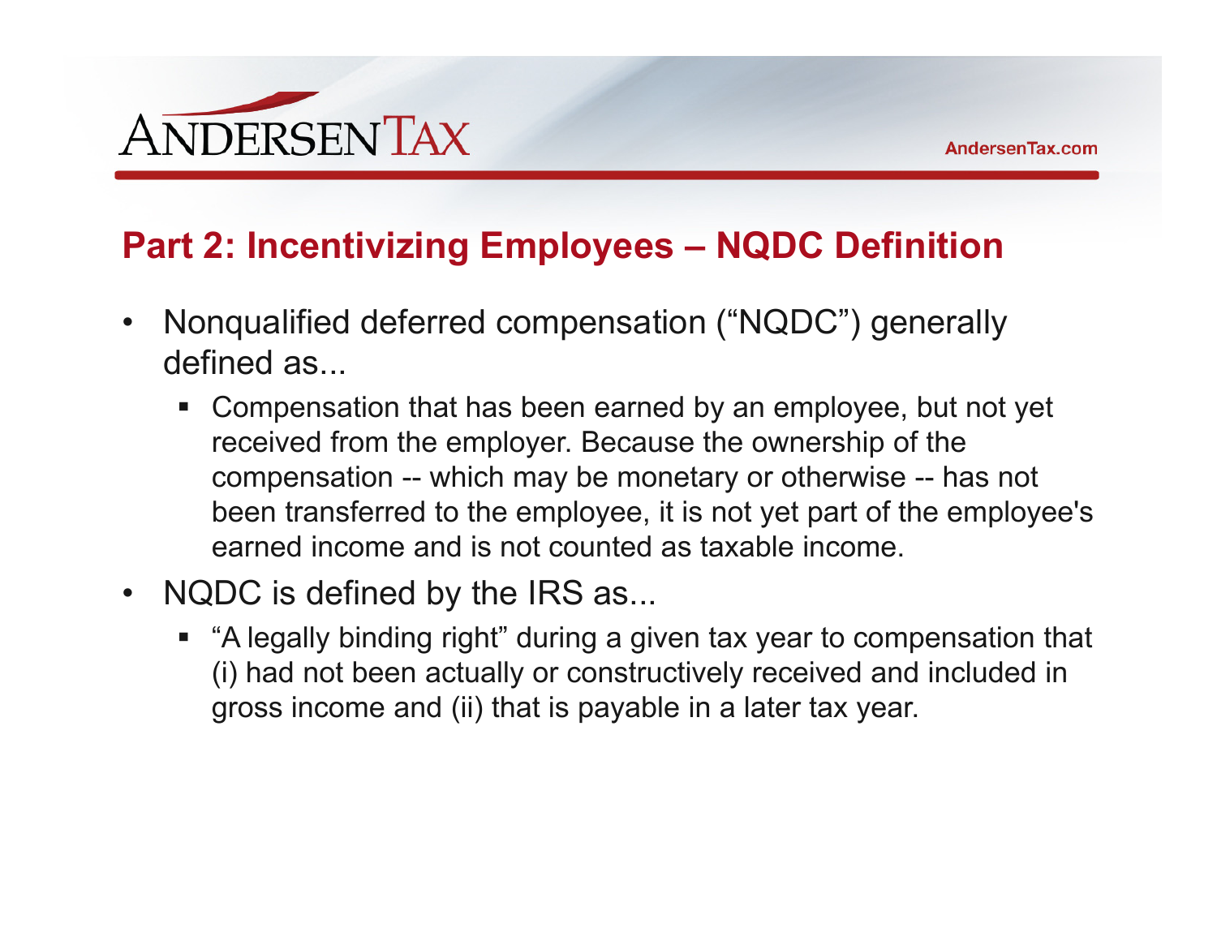## Part 2: Incentivizing Employees – NQDC Definition

- Nonqualified deferred compensation ("NQDC") generally defined as...
  - Compensation that has been earned by an employee, but not yet received from the employer. Because the ownership of the compensation -- which may be monetary or otherwise -- has not been transferred to the employee, it is not yet part of the employee's earned income and is not counted as taxable income.
- NQDC is defined by the IRS as...
  - "A legally binding right" during a given tax year to compensation that (i) had not been actually or constructively received and included in gross income and (ii) that is payable in a later tax year.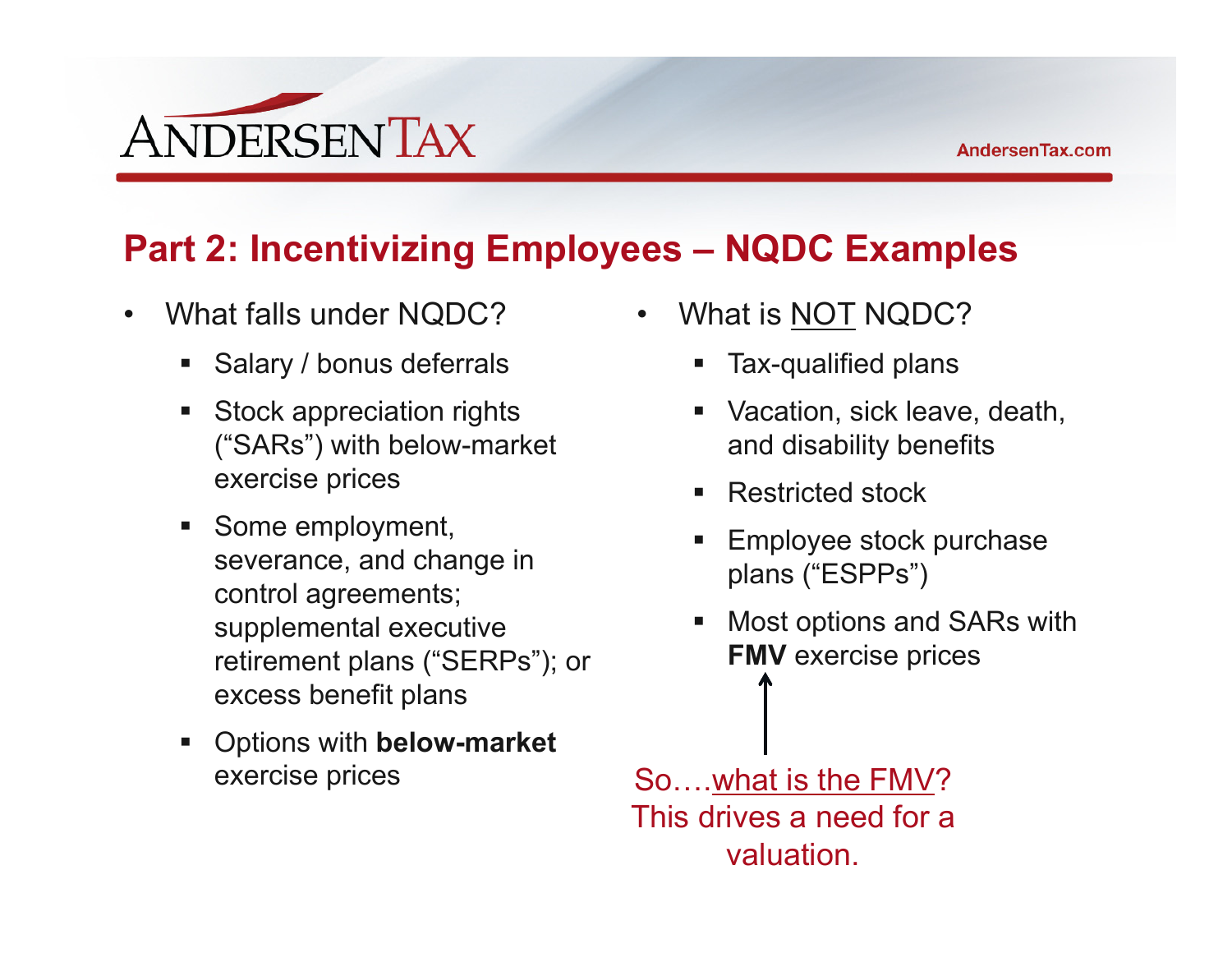## Part 2: Incentivizing Employees – NQDC Examples

- What falls under NQDC?
  - Salary / bonus deferrals
  - Stock appreciation rights ("SARs") with below-market exercise prices
  - Some employment, severance, and change in control agreements; supplemental executive retirement plans ("SERPs"); or excess benefit plans
  - Options with **below-market** exercise prices

- What is <u>NOT</u> NQDC?
  - Tax-qualified plans
  - Vacation, sick leave, death, and disability benefits
  - Restricted stock
  - Employee stock purchase plans ("ESPPs")
  - Most options and SARs with **FMV** exercise prices

So….<u>what is the FMV</u>? This drives a need for a valuation.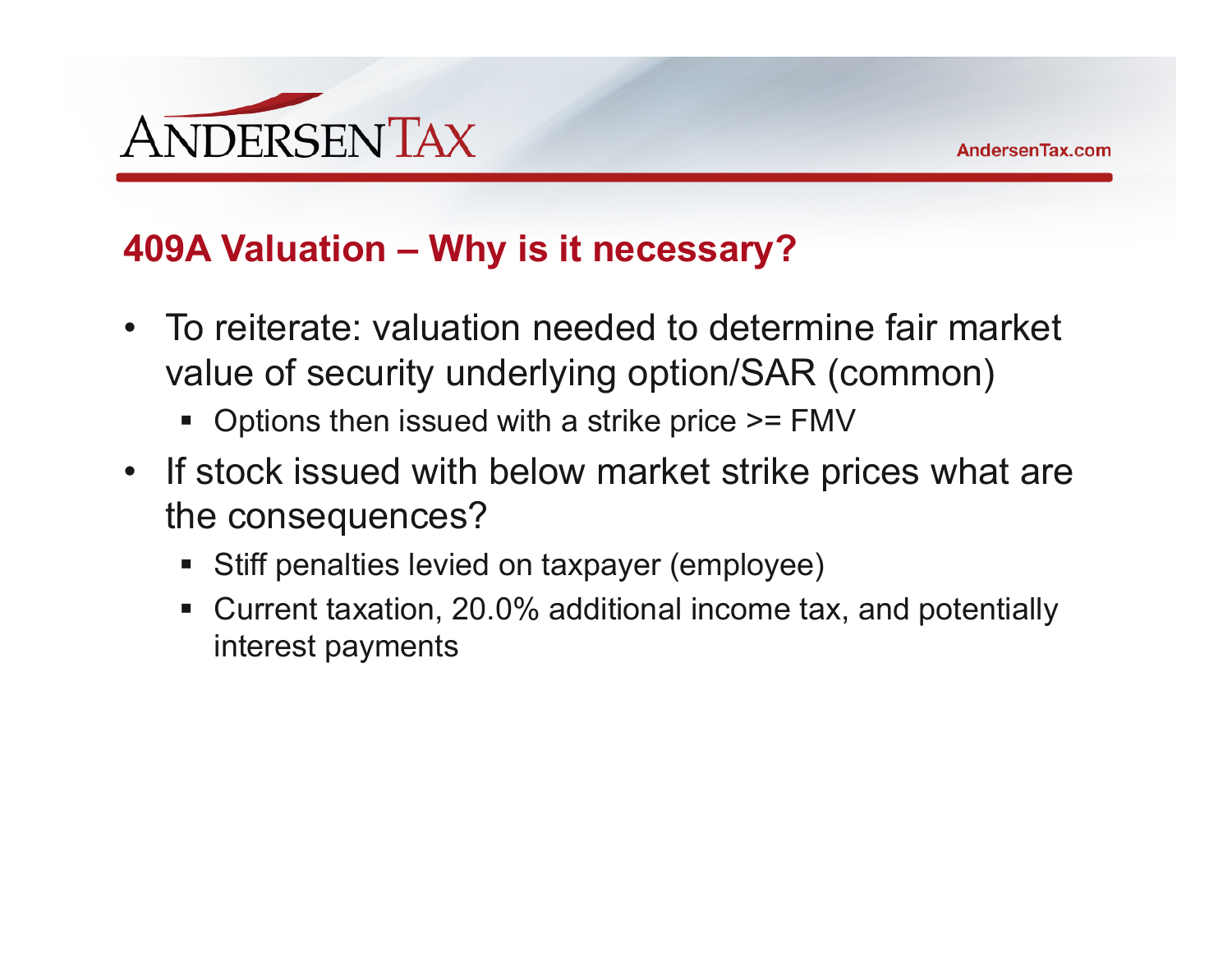## 409A Valuation – Why is it necessary?

- To reiterate: valuation needed to determine fair market value of security underlying option/SAR (common)
  - Options then issued with a strike price >= FMV
- If stock issued with below market strike prices what are the consequences?
  - Stiff penalties levied on taxpayer (employee)
  - Current taxation, 20.0% additional income tax, and potentially interest payments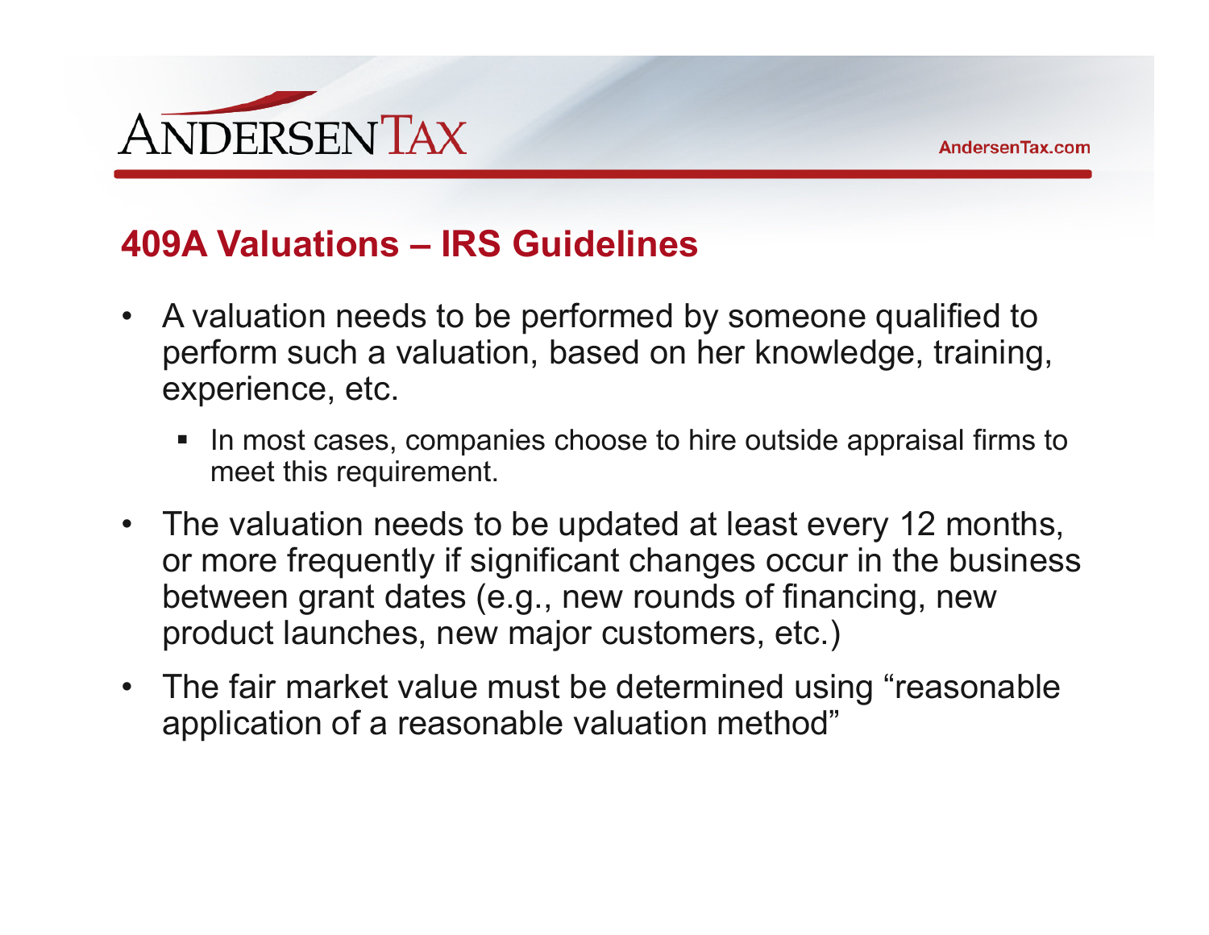## 409A Valuations – IRS Guidelines

- A valuation needs to be performed by someone qualified to perform such a valuation, based on her knowledge, training, experience, etc.
  - In most cases, companies choose to hire outside appraisal firms to meet this requirement.
- The valuation needs to be updated at least every 12 months, or more frequently if significant changes occur in the business between grant dates (e.g., new rounds of financing, new product launches, new major customers, etc.)
- The fair market value must be determined using "reasonable application of a reasonable valuation method"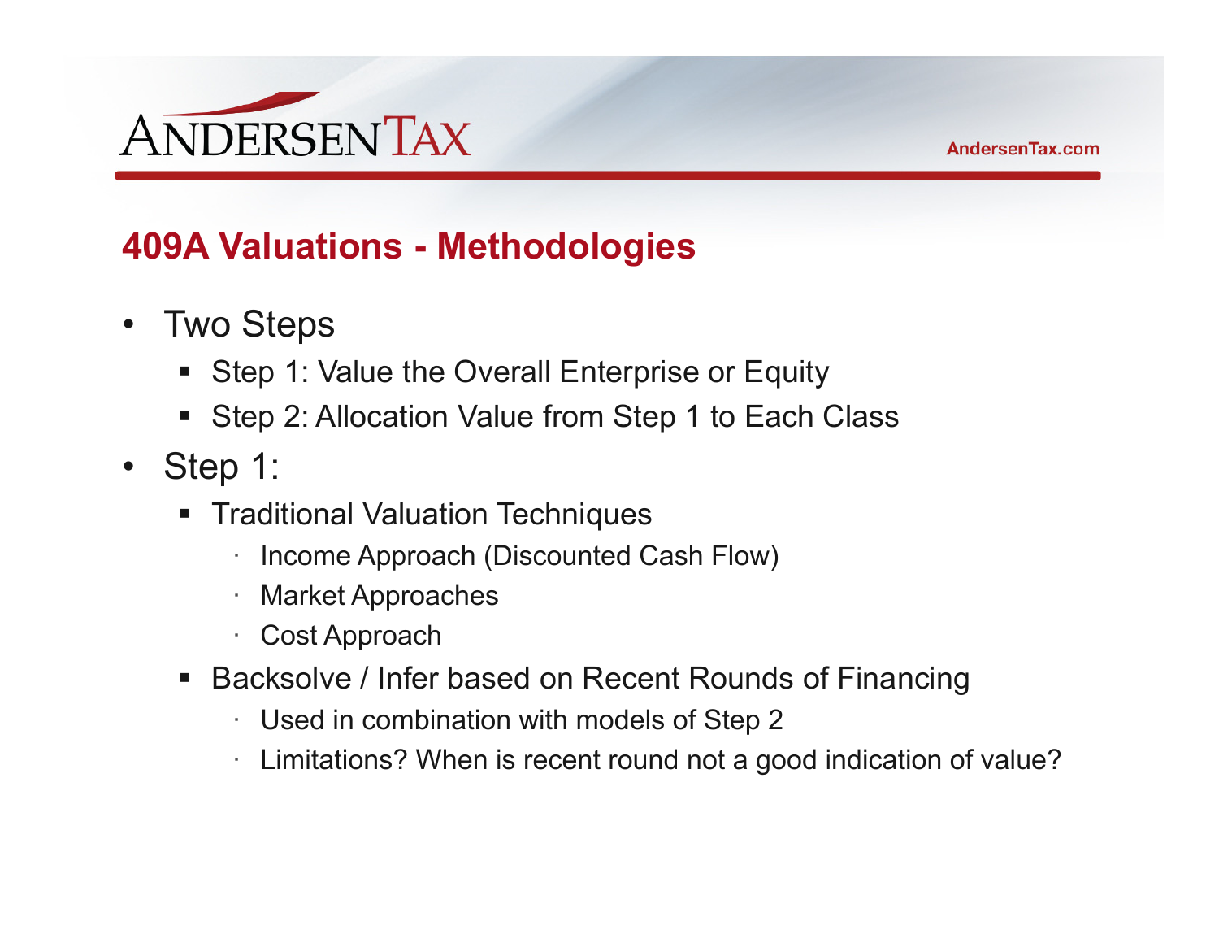## 409A Valuations - Methodologies

- Two Steps
  - Step 1: Value the Overall Enterprise or Equity
  - Step 2: Allocation Value from Step 1 to Each Class
- Step 1:
  - Traditional Valuation Techniques
    - Income Approach (Discounted Cash Flow)
    - Market Approaches
    - Cost Approach
  - Backsolve / Infer based on Recent Rounds of Financing
    - Used in combination with models of Step 2
    - Limitations? When is recent round not a good indication of value?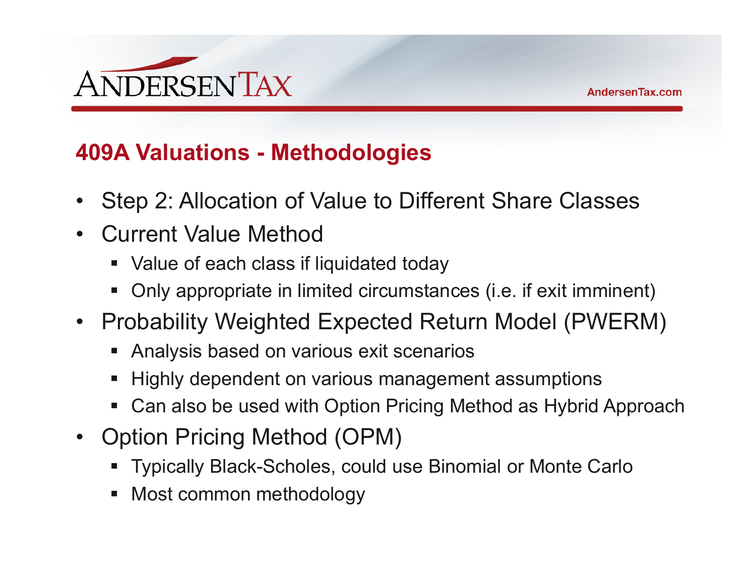## 409A Valuations - Methodologies

- Step 2: Allocation of Value to Different Share Classes
- Current Value Method
  - Value of each class if liquidated today
  - Only appropriate in limited circumstances (i.e. if exit imminent)
- Probability Weighted Expected Return Model (PWERM)
  - Analysis based on various exit scenarios
  - Highly dependent on various management assumptions
  - Can also be used with Option Pricing Method as Hybrid Approach
- Option Pricing Method (OPM)
  - Typically Black-Scholes, could use Binomial or Monte Carlo
  - Most common methodology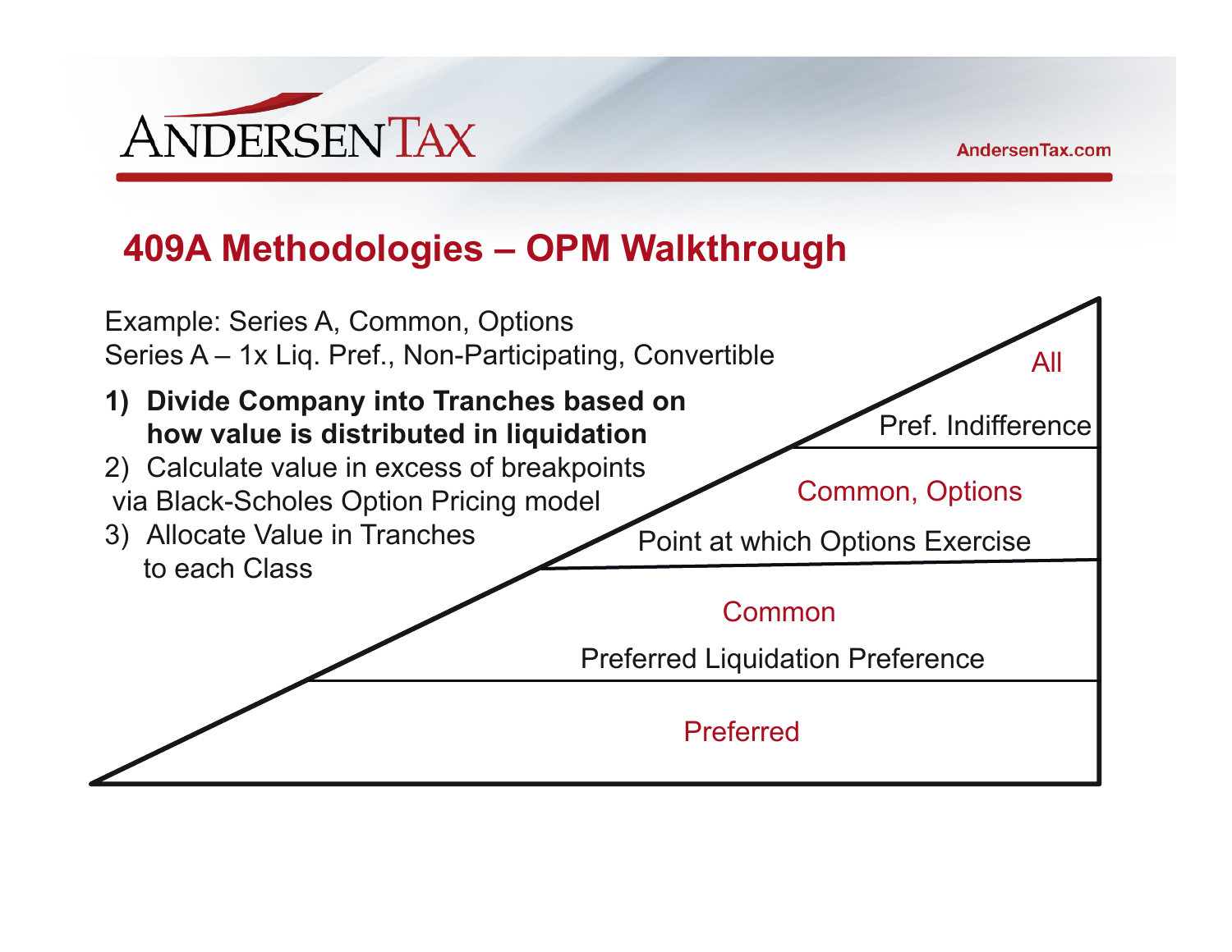## 409A Methodologies – OPM Walkthrough

Example: Series A, Common, Options
Series A – 1x Liq. Pref., Non-Participating, Convertible

1) **Divide Company into Tranches based on how value is distributed in liquidation**
2) Calculate value in excess of breakpoints via Black-Scholes Option Pricing model
3) Allocate Value in Tranches to each Class

All

Pref. Indifference

Common, Options

Point at which Options Exercise

Common

Preferred Liquidation Preference

Preferred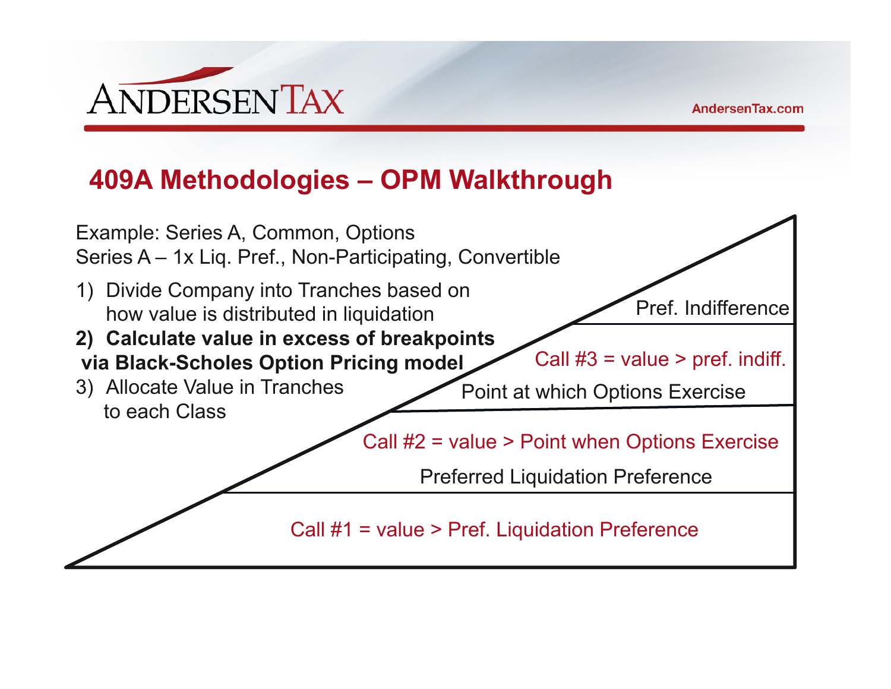# 409A Methodologies – OPM Walkthrough

Example: Series A, Common, Options
Series A – 1x Liq. Pref., Non-Participating, Convertible

1) Divide Company into Tranches based on how value is distributed in liquidation
2) **Calculate value in excess of breakpoints via Black-Scholes Option Pricing model**
3) Allocate Value in Tranches to each Class

Pref. Indifference

Call #3 = value > pref. indiff.

Point at which Options Exercise

Call #2 = value > Point when Options Exercise

Preferred Liquidation Preference

Call #1 = value > Pref. Liquidation Preference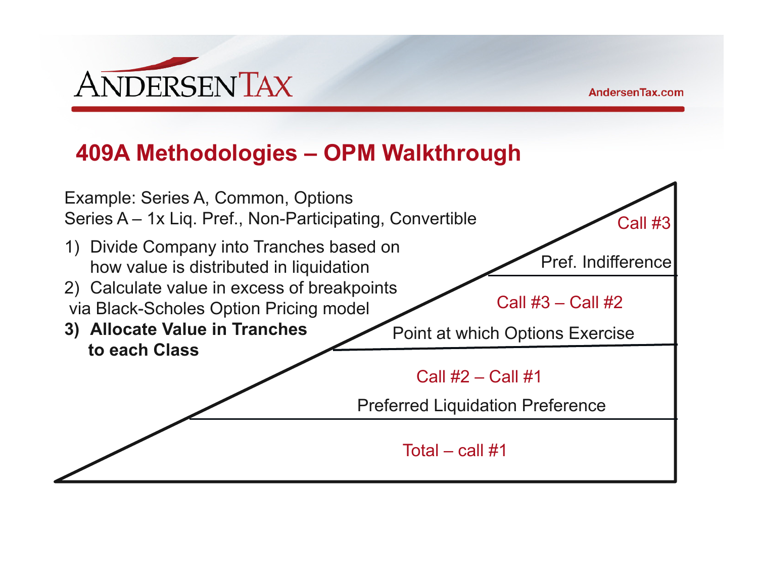# 409A Methodologies – OPM Walkthrough

Example: Series A, Common, Options
Series A – 1x Liq. Pref., Non-Participating, Convertible

1) Divide Company into Tranches based on how value is distributed in liquidation
2) Calculate value in excess of breakpoints via Black-Scholes Option Pricing model
3) **Allocate Value in Tranches to each Class**

Call #3

Pref. Indifference

Call #3 – Call #2

Point at which Options Exercise

Call #2 – Call #1

Preferred Liquidation Preference

Total – call #1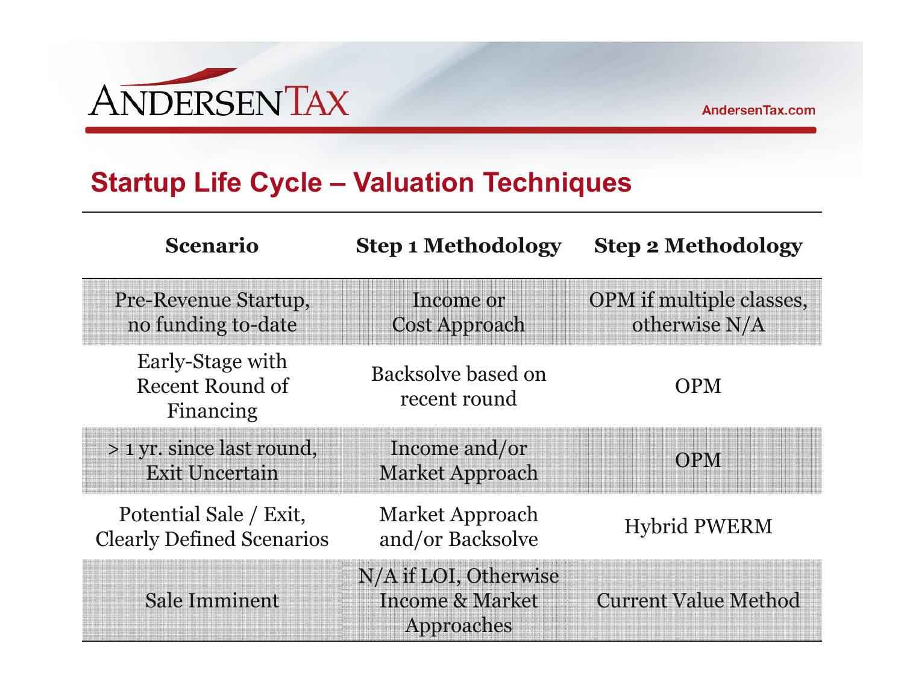## Startup Life Cycle – Valuation Techniques

| Scenario | Step 1 Methodology | Step 2 Methodology |
|---|---|---|
| Pre-Revenue Startup, no funding to-date | Income or Cost Approach | OPM if multiple classes, otherwise N/A |
| Early-Stage with Recent Round of Financing | Backsolve based on recent round | OPM |
| > 1 yr. since last round, Exit Uncertain | Income and/or Market Approach | OPM |
| Potential Sale / Exit, Clearly Defined Scenarios | Market Approach and/or Backsolve | Hybrid PWERM |
| Sale Imminent | N/A if LOI, Otherwise Income & Market Approaches | Current Value Method |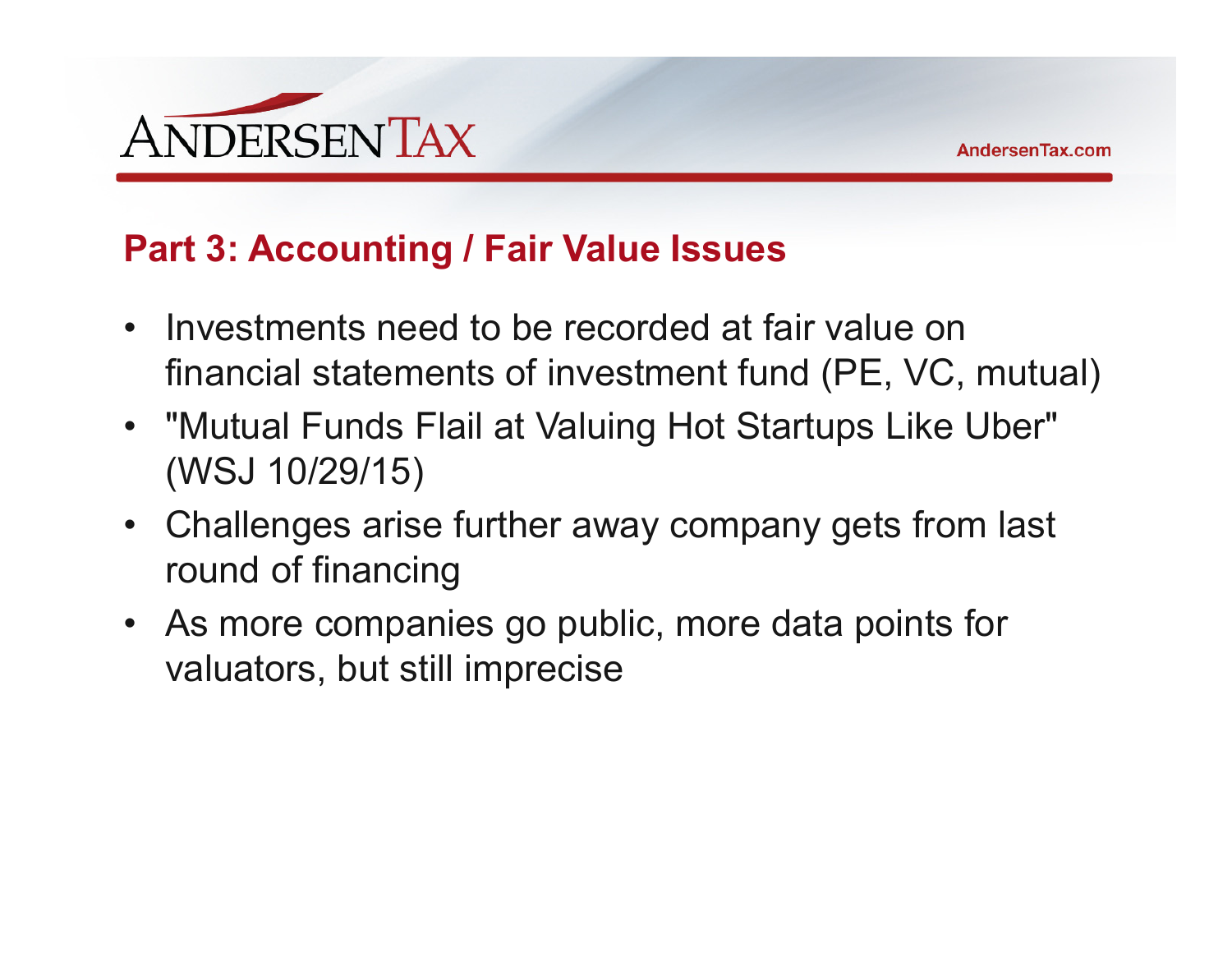## Part 3: Accounting / Fair Value Issues

- Investments need to be recorded at fair value on financial statements of investment fund (PE, VC, mutual)
- "Mutual Funds Flail at Valuing Hot Startups Like Uber" (WSJ 10/29/15)
- Challenges arise further away company gets from last round of financing
- As more companies go public, more data points for valuators, but still imprecise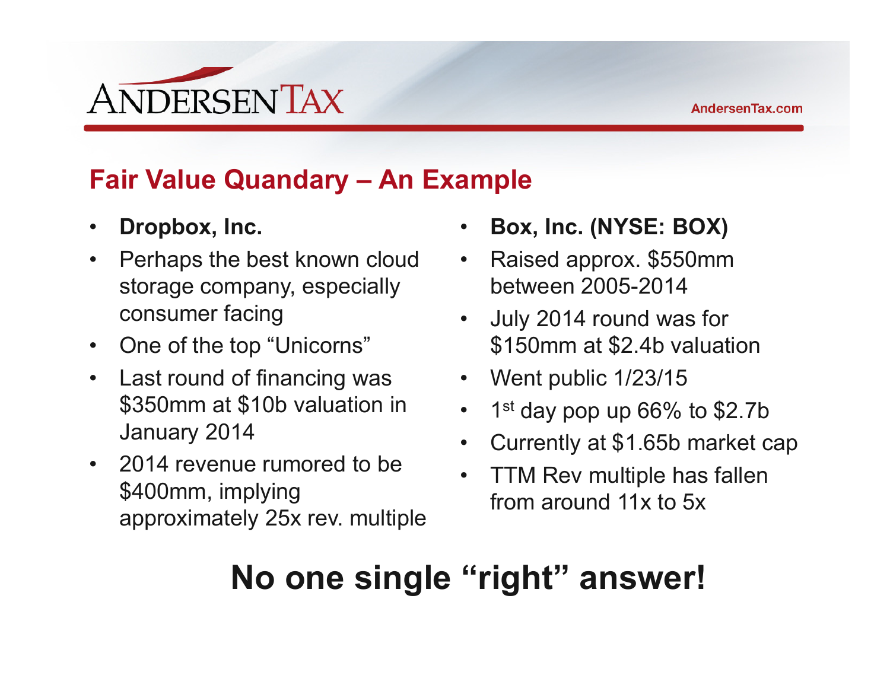## Fair Value Quandary – An Example

- **Dropbox, Inc.**
- Perhaps the best known cloud storage company, especially consumer facing
- One of the top "Unicorns"
- Last round of financing was $350mm at $10b valuation in January 2014
- 2014 revenue rumored to be $400mm, implying approximately 25x rev. multiple

- **Box, Inc. (NYSE: BOX)**
- Raised approx. $550mm between 2005-2014
- July 2014 round was for $150mm at $2.4b valuation
- Went public 1/23/15
- 1st day pop up 66% to $2.7b
- Currently at $1.65b market cap
- TTM Rev multiple has fallen from around 11x to 5x

**No one single "right" answer!**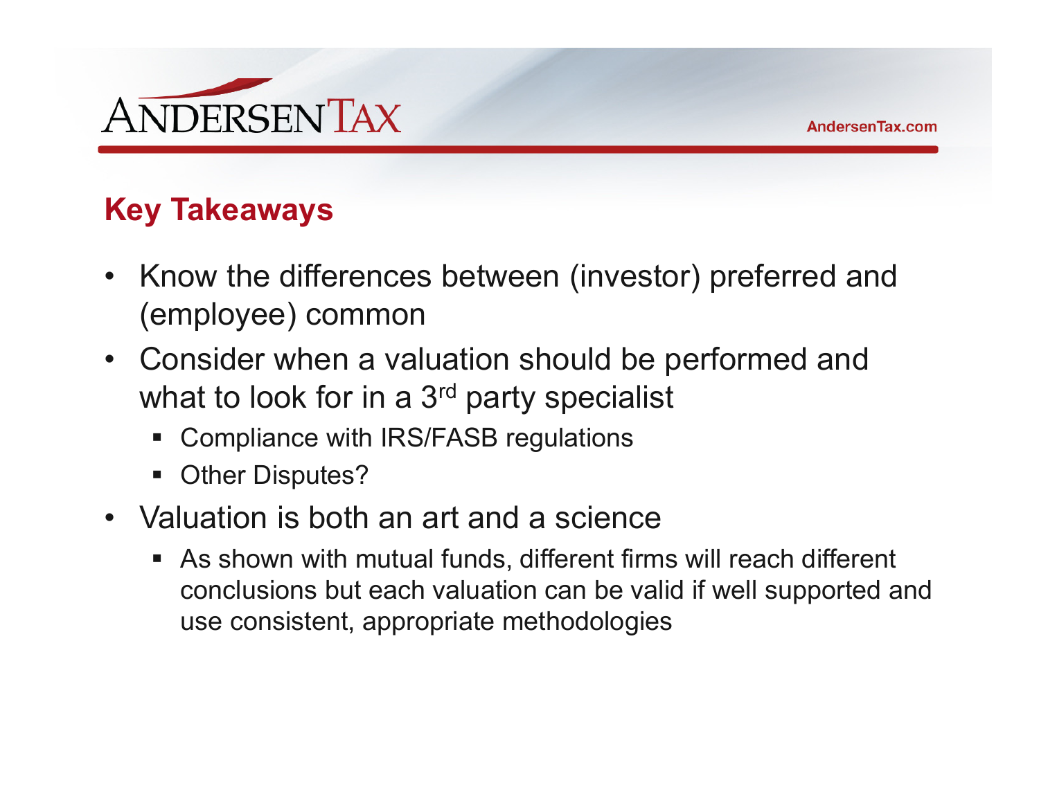## Key Takeaways

- Know the differences between (investor) preferred and (employee) common
- Consider when a valuation should be performed and what to look for in a 3rd party specialist
  - Compliance with IRS/FASB regulations
  - Other Disputes?
- Valuation is both an art and a science
  - As shown with mutual funds, different firms will reach different conclusions but each valuation can be valid if well supported and use consistent, appropriate methodologies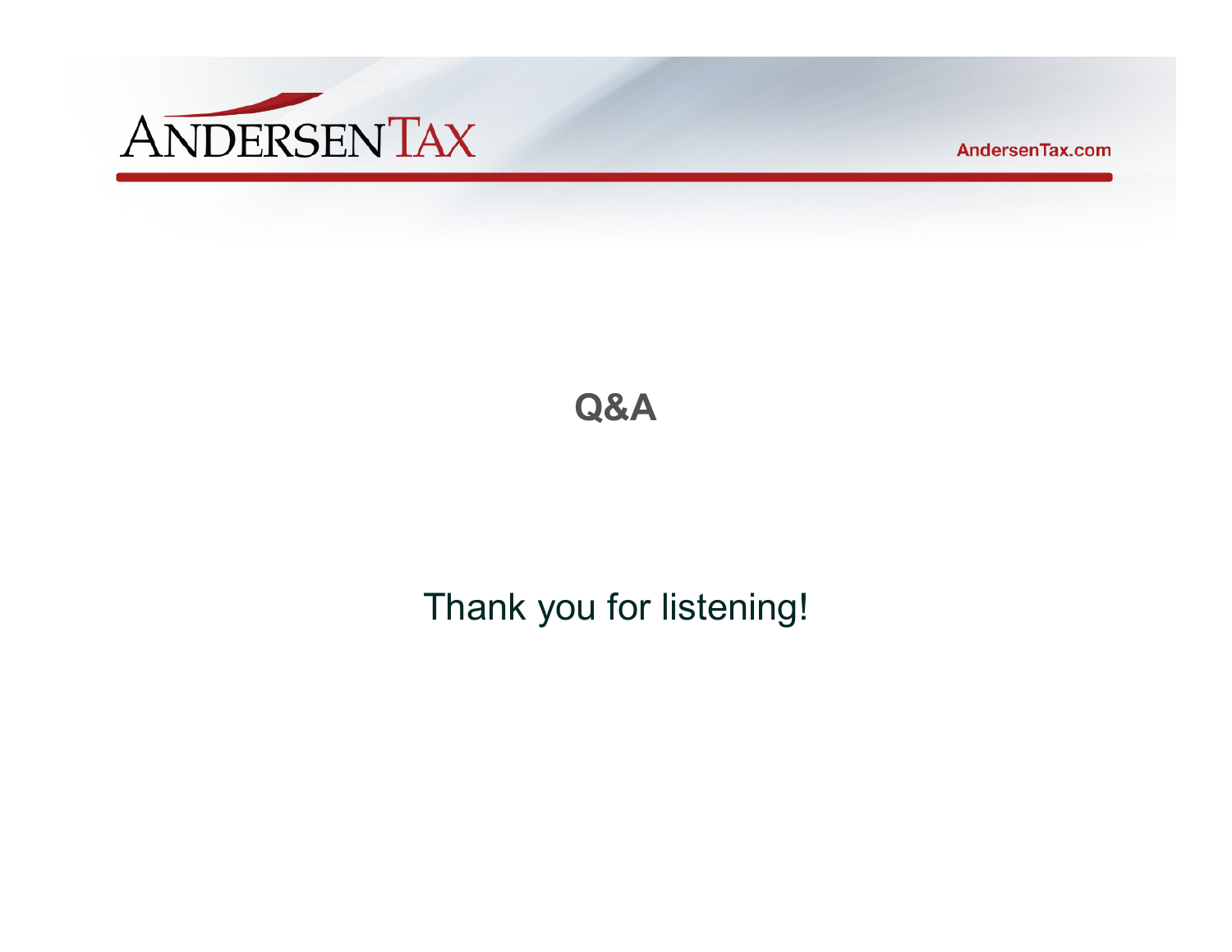# Q&A

Thank you for listening!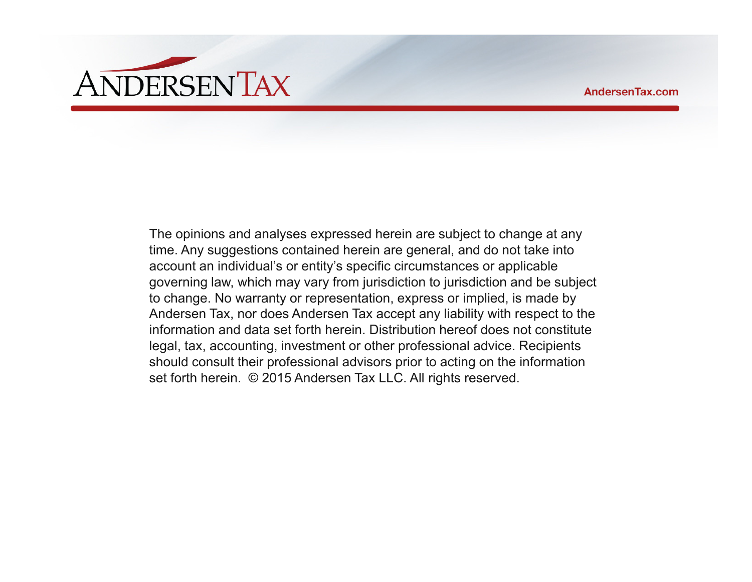ANDERSEN TAX

AndersenTax.com

The opinions and analyses expressed herein are subject to change at any time. Any suggestions contained herein are general, and do not take into account an individual's or entity's specific circumstances or applicable governing law, which may vary from jurisdiction to jurisdiction and be subject to change. No warranty or representation, express or implied, is made by Andersen Tax, nor does Andersen Tax accept any liability with respect to the information and data set forth herein. Distribution hereof does not constitute legal, tax, accounting, investment or other professional advice. Recipients should consult their professional advisors prior to acting on the information set forth herein. © 2015 Andersen Tax LLC. All rights reserved.